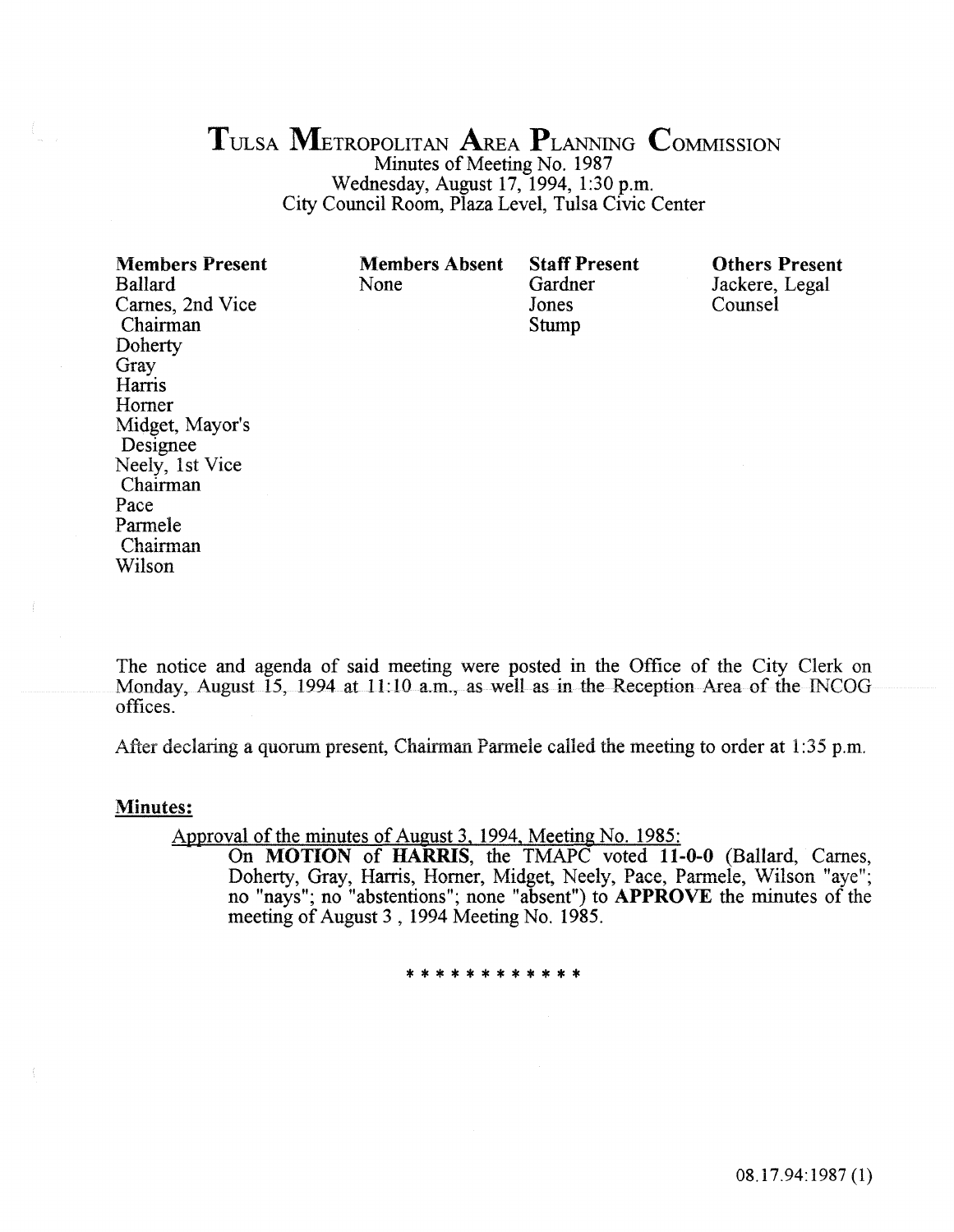# Tulsa Metropolitan Area Planning Commission

Minutes of Meeting No. 1987
Wednesday, August 17, 1994, 1:30 p.m.
City Council Room, Plaza Level, Tulsa Civic Center

| Members Present | Members Absent | Staff Present | Others Present |
|---|---|---|---|
| Ballard | None | Gardner | Jackere, Legal Counsel |
| Carnes, 2nd Vice Chairman | | Jones | |
| Doherty | | Stump | |
| Gray | | | |
| Harris | | | |
| Horner | | | |
| Midget, Mayor's Designee | | | |
| Neely, 1st Vice Chairman | | | |
| Pace | | | |
| Parmele Chairman | | | |
| Wilson | | | |

The notice and agenda of said meeting were posted in the Office of the City Clerk on Monday, August 15, 1994 at 11:10 a.m., as well as in the Reception Area of the INCOG offices.

After declaring a quorum present, Chairman Parmele called the meeting to order at 1:35 p.m.

**Minutes:**

Approval of the minutes of August 3, 1994, Meeting No. 1985:

On **MOTION** of **HARRIS**, the TMAPC voted **11-0-0** (Ballard, Carnes, Doherty, Gray, Harris, Horner, Midget, Neely, Pace, Parmele, Wilson "aye"; no "nays"; no "abstentions"; none "absent") to **APPROVE** the minutes of the meeting of August 3 , 1994 Meeting No. 1985.

* * * * * * * * * * * *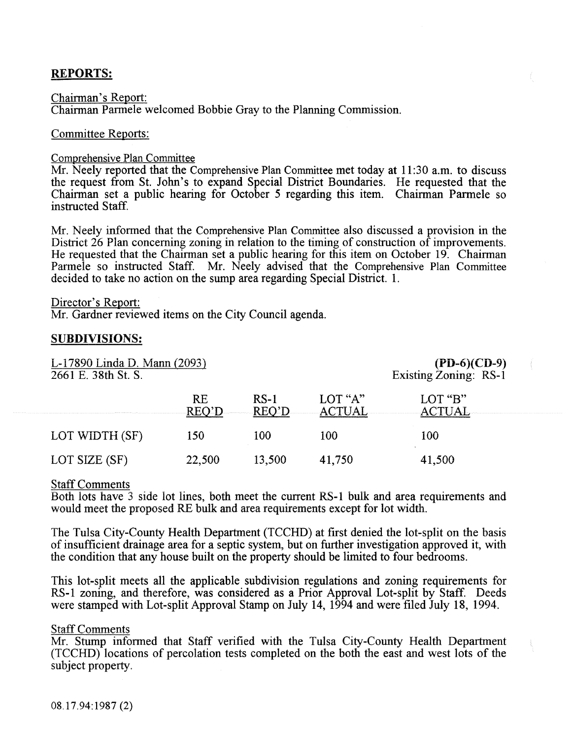## REPORTS:

Chairman's Report:
Chairman Parmele welcomed Bobbie Gray to the Planning Commission.

Committee Reports:

Comprehensive Plan Committee
Mr. Neely reported that the Comprehensive Plan Committee met today at 11:30 a.m. to discuss the request from St. John's to expand Special District Boundaries. He requested that the Chairman set a public hearing for October 5 regarding this item. Chairman Parmele so instructed Staff.

Mr. Neely informed that the Comprehensive Plan Committee also discussed a provision in the District 26 Plan concerning zoning in relation to the timing of construction of improvements. He requested that the Chairman set a public hearing for this item on October 19. Chairman Parmele so instructed Staff. Mr. Neely advised that the Comprehensive Plan Committee decided to take no action on the sump area regarding Special District. 1.

Director's Report:
Mr. Gardner reviewed items on the City Council agenda.

## SUBDIVISIONS:

L-17890 Linda D. Mann (2093) **(PD-6)(CD-9)**
2661 E. 38th St. S. Existing Zoning: RS-1

| | RE REQ'D | RS-1 REQ'D | LOT "A" ACTUAL | LOT "B" ACTUAL |
|---|---|---|---|---|
| LOT WIDTH (SF) | 150 | 100 | 100 | 100 |
| LOT SIZE (SF) | 22,500 | 13,500 | 41,750 | 41,500 |

Staff Comments
Both lots have 3 side lot lines, both meet the current RS-1 bulk and area requirements and would meet the proposed RE bulk and area requirements except for lot width.

The Tulsa City-County Health Department (TCCHD) at first denied the lot-split on the basis of insufficient drainage area for a septic system, but on further investigation approved it, with the condition that any house built on the property should be limited to four bedrooms.

This lot-split meets all the applicable subdivision regulations and zoning requirements for RS-1 zoning, and therefore, was considered as a Prior Approval Lot-split by Staff. Deeds were stamped with Lot-split Approval Stamp on July 14, 1994 and were filed July 18, 1994.

Staff Comments
Mr. Stump informed that Staff verified with the Tulsa City-County Health Department (TCCHD) locations of percolation tests completed on the both the east and west lots of the subject property.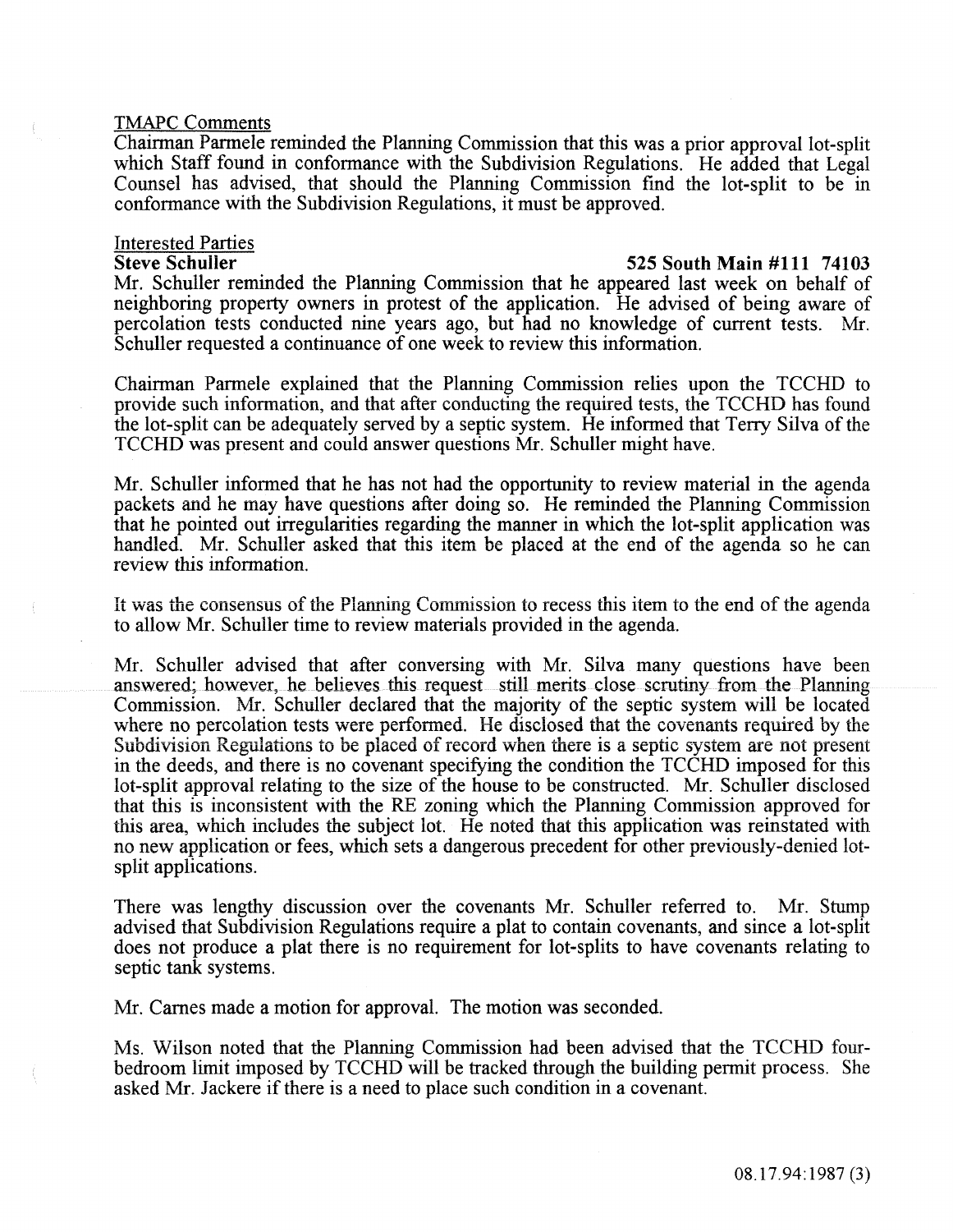TMAPC Comments

Chairman Parmele reminded the Planning Commission that this was a prior approval lot-split which Staff found in conformance with the Subdivision Regulations. He added that Legal Counsel has advised, that should the Planning Commission find the lot-split to be in conformance with the Subdivision Regulations, it must be approved.

Interested Parties

**Steve Schuller** **525 South Main #111 74103**

Mr. Schuller reminded the Planning Commission that he appeared last week on behalf of neighboring property owners in protest of the application. He advised of being aware of percolation tests conducted nine years ago, but had no knowledge of current tests. Mr. Schuller requested a continuance of one week to review this information.

Chairman Parmele explained that the Planning Commission relies upon the TCCHD to provide such information, and that after conducting the required tests, the TCCHD has found the lot-split can be adequately served by a septic system. He informed that Terry Silva of the TCCHD was present and could answer questions Mr. Schuller might have.

Mr. Schuller informed that he has not had the opportunity to review material in the agenda packets and he may have questions after doing so. He reminded the Planning Commission that he pointed out irregularities regarding the manner in which the lot-split application was handled. Mr. Schuller asked that this item be placed at the end of the agenda so he can review this information.

It was the consensus of the Planning Commission to recess this item to the end of the agenda to allow Mr. Schuller time to review materials provided in the agenda.

Mr. Schuller advised that after conversing with Mr. Silva many questions have been answered; however, he believes this request still merits close scrutiny from the Planning Commission. Mr. Schuller declared that the majority of the septic system will be located where no percolation tests were performed. He disclosed that the covenants required by the Subdivision Regulations to be placed of record when there is a septic system are not present in the deeds, and there is no covenant specifying the condition the TCCHD imposed for this lot-split approval relating to the size of the house to be constructed. Mr. Schuller disclosed that this is inconsistent with the RE zoning which the Planning Commission approved for this area, which includes the subject lot. He noted that this application was reinstated with no new application or fees, which sets a dangerous precedent for other previously-denied lot-split applications.

There was lengthy discussion over the covenants Mr. Schuller referred to. Mr. Stump advised that Subdivision Regulations require a plat to contain covenants, and since a lot-split does not produce a plat there is no requirement for lot-splits to have covenants relating to septic tank systems.

Mr. Carnes made a motion for approval. The motion was seconded.

Ms. Wilson noted that the Planning Commission had been advised that the TCCHD four-bedroom limit imposed by TCCHD will be tracked through the building permit process. She asked Mr. Jackere if there is a need to place such condition in a covenant.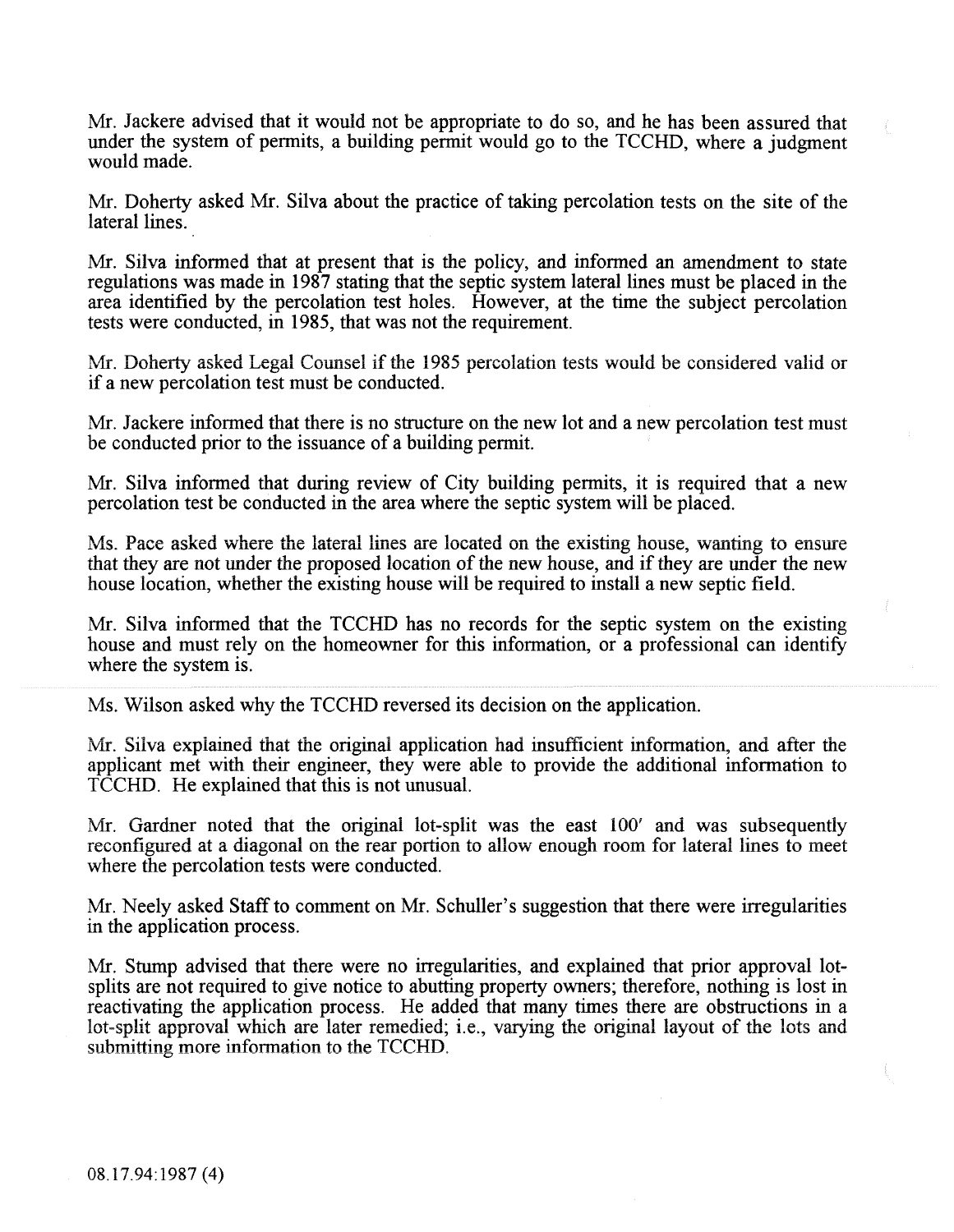Mr. Jackere advised that it would not be appropriate to do so, and he has been assured that under the system of permits, a building permit would go to the TCCHD, where a judgment would made.

Mr. Doherty asked Mr. Silva about the practice of taking percolation tests on the site of the lateral lines.

Mr. Silva informed that at present that is the policy, and informed an amendment to state regulations was made in 1987 stating that the septic system lateral lines must be placed in the area identified by the percolation test holes. However, at the time the subject percolation tests were conducted, in 1985, that was not the requirement.

Mr. Doherty asked Legal Counsel if the 1985 percolation tests would be considered valid or if a new percolation test must be conducted.

Mr. Jackere informed that there is no structure on the new lot and a new percolation test must be conducted prior to the issuance of a building permit.

Mr. Silva informed that during review of City building permits, it is required that a new percolation test be conducted in the area where the septic system will be placed.

Ms. Pace asked where the lateral lines are located on the existing house, wanting to ensure that they are not under the proposed location of the new house, and if they are under the new house location, whether the existing house will be required to install a new septic field.

Mr. Silva informed that the TCCHD has no records for the septic system on the existing house and must rely on the homeowner for this information, or a professional can identify where the system is.

Ms. Wilson asked why the TCCHD reversed its decision on the application.

Mr. Silva explained that the original application had insufficient information, and after the applicant met with their engineer, they were able to provide the additional information to TCCHD. He explained that this is not unusual.

Mr. Gardner noted that the original lot-split was the east 100' and was subsequently reconfigured at a diagonal on the rear portion to allow enough room for lateral lines to meet where the percolation tests were conducted.

Mr. Neely asked Staff to comment on Mr. Schuller's suggestion that there were irregularities in the application process.

Mr. Stump advised that there were no irregularities, and explained that prior approval lot-splits are not required to give notice to abutting property owners; therefore, nothing is lost in reactivating the application process. He added that many times there are obstructions in a lot-split approval which are later remedied; i.e., varying the original layout of the lots and submitting more information to the TCCHD.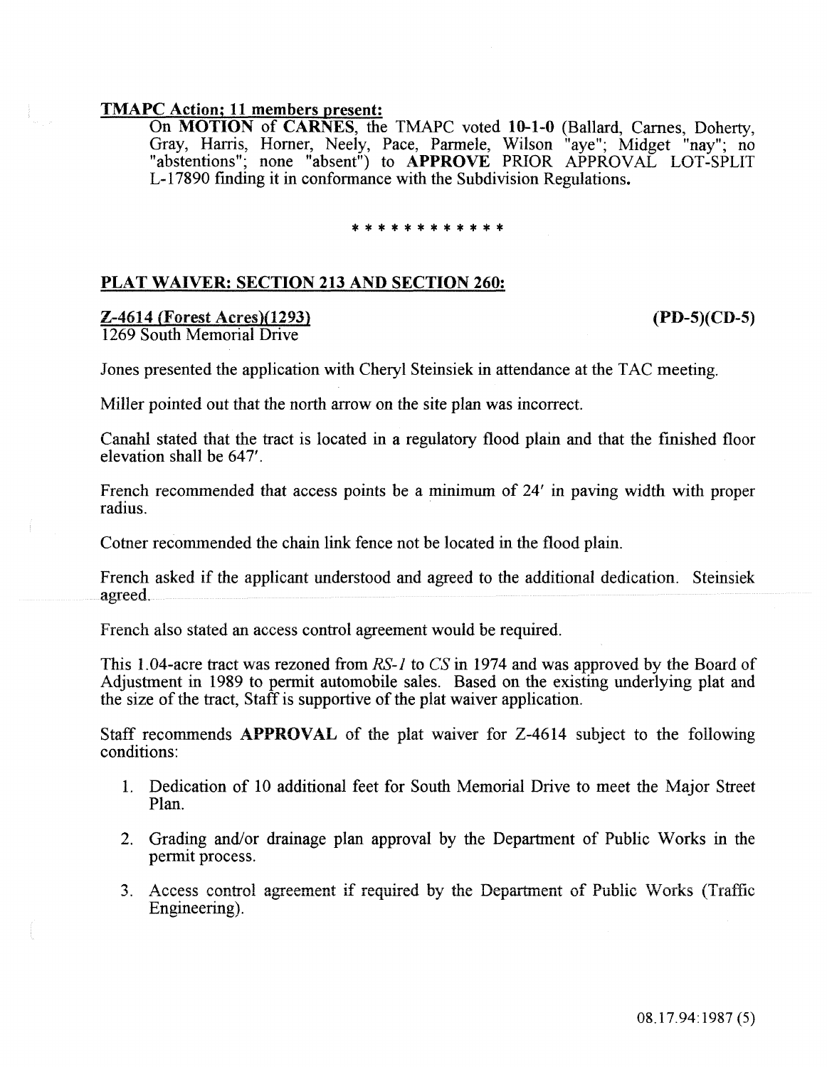**TMAPC Action; 11 members present:**

On **MOTION** of **CARNES**, the TMAPC voted **10-1-0** (Ballard, Carnes, Doherty, Gray, Harris, Horner, Neely, Pace, Parmele, Wilson "aye"; Midget "nay"; no "abstentions"; none "absent") to **APPROVE** PRIOR APPROVAL LOT-SPLIT L-17890 finding it in conformance with the Subdivision Regulations.

\* \* \* \* \* \* \* \* \* \* \* \*

**PLAT WAIVER: SECTION 213 AND SECTION 260:**

**Z-4614 (Forest Acres)(1293)** **(PD-5)(CD-5)**
1269 South Memorial Drive

Jones presented the application with Cheryl Steinsiek in attendance at the TAC meeting.

Miller pointed out that the north arrow on the site plan was incorrect.

Canahl stated that the tract is located in a regulatory flood plain and that the finished floor elevation shall be 647'.

French recommended that access points be a minimum of 24' in paving width with proper radius.

Cotner recommended the chain link fence not be located in the flood plain.

French asked if the applicant understood and agreed to the additional dedication. Steinsiek agreed.

French also stated an access control agreement would be required.

This 1.04-acre tract was rezoned from *RS-1* to *CS* in 1974 and was approved by the Board of Adjustment in 1989 to permit automobile sales. Based on the existing underlying plat and the size of the tract, Staff is supportive of the plat waiver application.

Staff recommends **APPROVAL** of the plat waiver for Z-4614 subject to the following conditions:

1. Dedication of 10 additional feet for South Memorial Drive to meet the Major Street Plan.
2. Grading and/or drainage plan approval by the Department of Public Works in the permit process.
3. Access control agreement if required by the Department of Public Works (Traffic Engineering).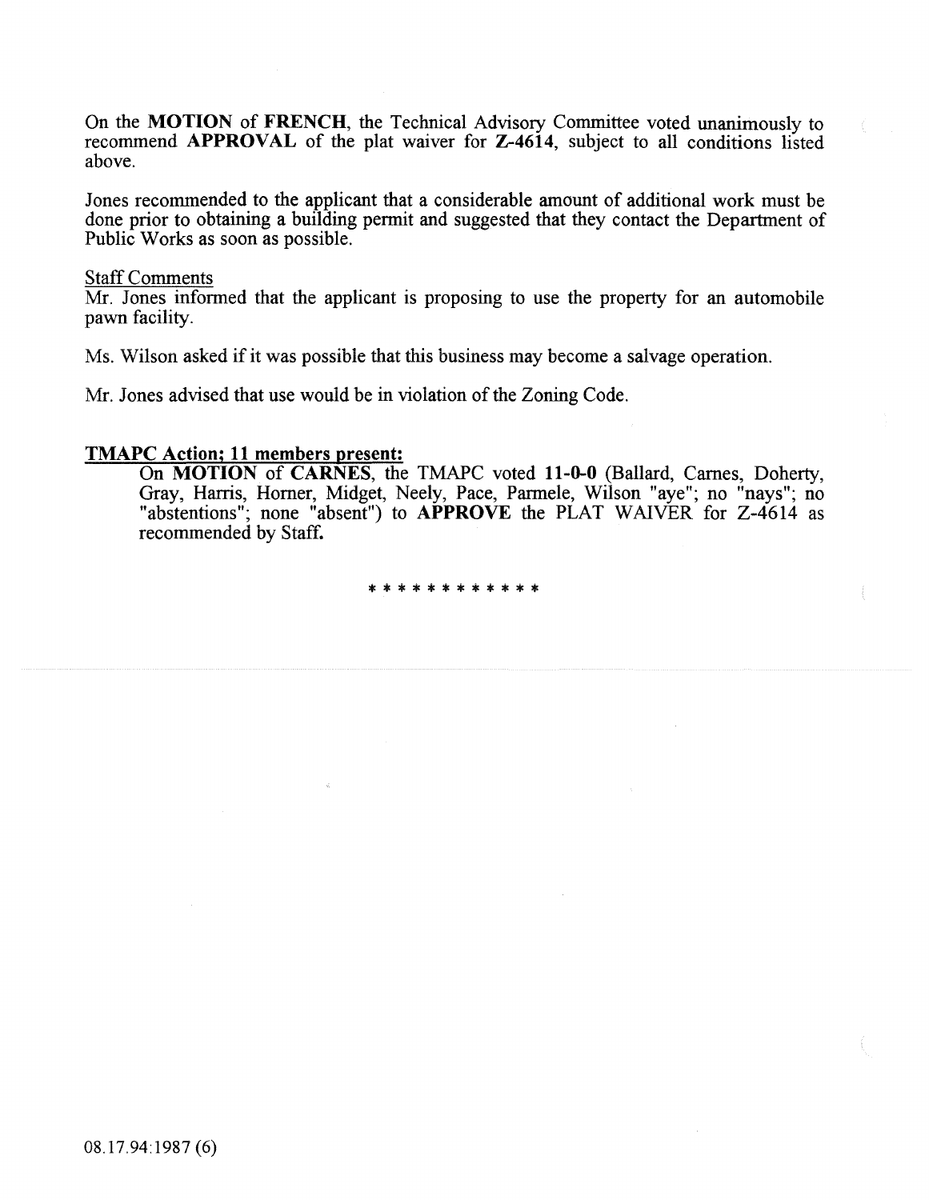On the **MOTION** of **FRENCH**, the Technical Advisory Committee voted unanimously to recommend **APPROVAL** of the plat waiver for **Z-4614**, subject to all conditions listed above.

Jones recommended to the applicant that a considerable amount of additional work must be done prior to obtaining a building permit and suggested that they contact the Department of Public Works as soon as possible.

Staff Comments

Mr. Jones informed that the applicant is proposing to use the property for an automobile pawn facility.

Ms. Wilson asked if it was possible that this business may become a salvage operation.

Mr. Jones advised that use would be in violation of the Zoning Code.

**TMAPC Action; 11 members present:**

On **MOTION** of **CARNES**, the TMAPC voted **11-0-0** (Ballard, Carnes, Doherty, Gray, Harris, Horner, Midget, Neely, Pace, Parmele, Wilson "aye"; no "nays"; no "abstentions"; none "absent") to **APPROVE** the PLAT WAIVER for Z-4614 as recommended by Staff.

* * * * * * * * * * * *

08.17.94:1987 (6)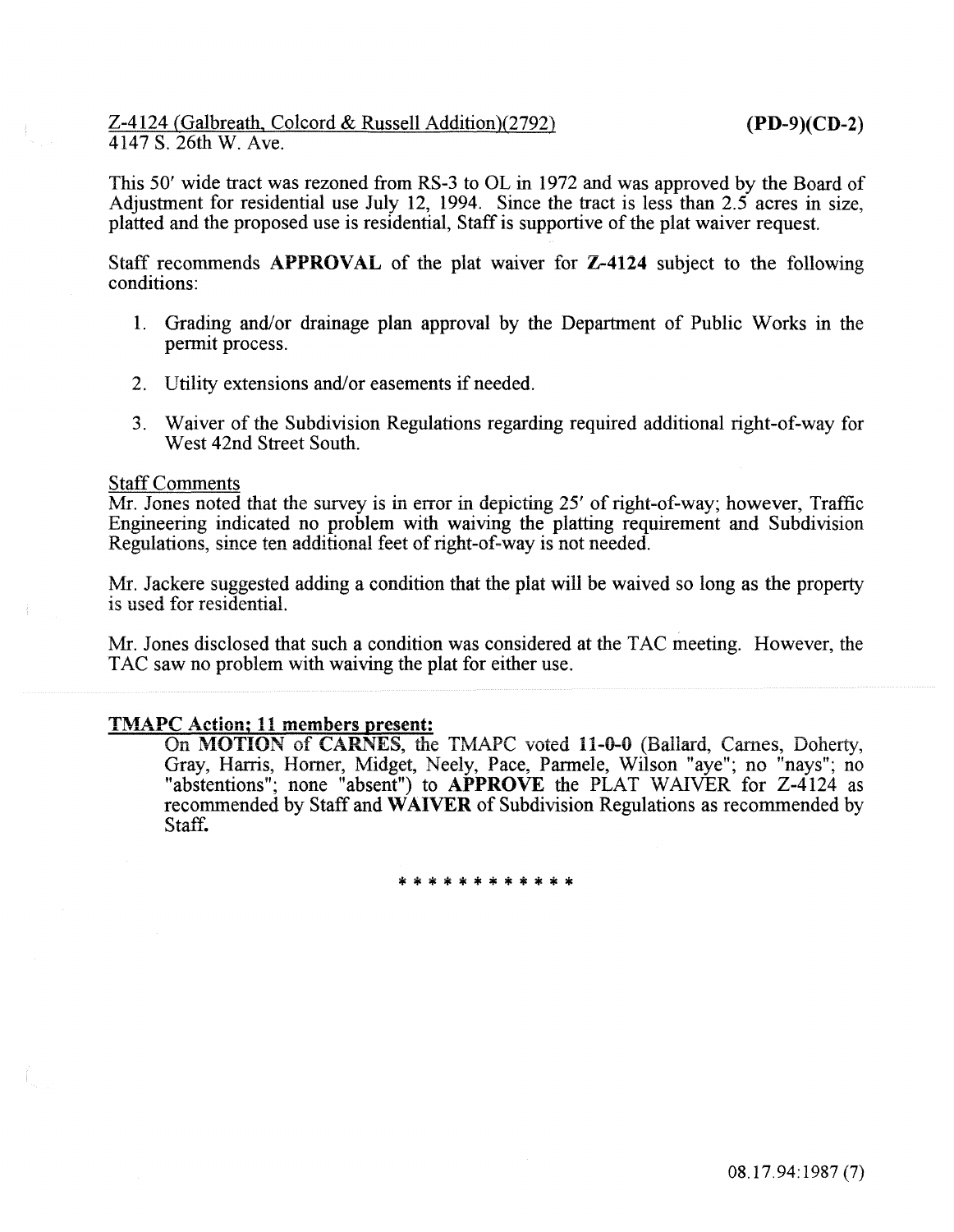Z-4124 (Galbreath, Colcord & Russell Addition)(2792) **(PD-9)(CD-2)**
4147 S. 26th W. Ave.

This 50' wide tract was rezoned from RS-3 to OL in 1972 and was approved by the Board of Adjustment for residential use July 12, 1994. Since the tract is less than 2.5 acres in size, platted and the proposed use is residential, Staff is supportive of the plat waiver request.

Staff recommends **APPROVAL** of the plat waiver for **Z-4124** subject to the following conditions:

1. Grading and/or drainage plan approval by the Department of Public Works in the permit process.

2. Utility extensions and/or easements if needed.

3. Waiver of the Subdivision Regulations regarding required additional right-of-way for West 42nd Street South.

Staff Comments

Mr. Jones noted that the survey is in error in depicting 25' of right-of-way; however, Traffic Engineering indicated no problem with waiving the platting requirement and Subdivision Regulations, since ten additional feet of right-of-way is not needed.

Mr. Jackere suggested adding a condition that the plat will be waived so long as the property is used for residential.

Mr. Jones disclosed that such a condition was considered at the TAC meeting. However, the TAC saw no problem with waiving the plat for either use.

**TMAPC Action; 11 members present:**

On **MOTION** of **CARNES**, the TMAPC voted **11-0-0** (Ballard, Carnes, Doherty, Gray, Harris, Horner, Midget, Neely, Pace, Parmele, Wilson "aye"; no "nays"; no "abstentions"; none "absent") to **APPROVE** the PLAT WAIVER for Z-4124 as recommended by Staff and **WAIVER** of Subdivision Regulations as recommended by Staff.

\* \* \* \* \* \* \* \* \* \* \* \*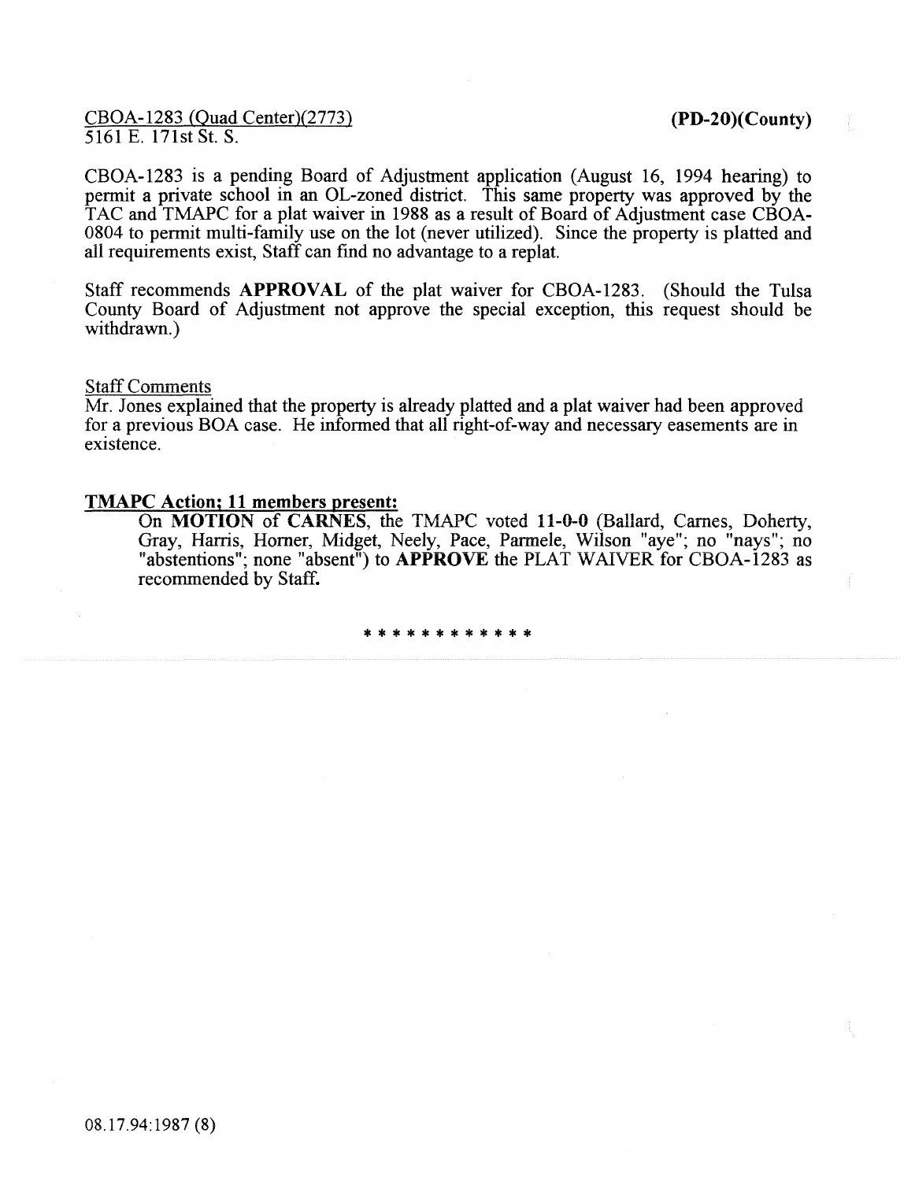CBOA-1283 (Quad Center)(2773) **(PD-20)(County)**
5161 E. 171st St. S.

CBOA-1283 is a pending Board of Adjustment application (August 16, 1994 hearing) to permit a private school in an OL-zoned district. This same property was approved by the TAC and TMAPC for a plat waiver in 1988 as a result of Board of Adjustment case CBOA-0804 to permit multi-family use on the lot (never utilized). Since the property is platted and all requirements exist, Staff can find no advantage to a replat.

Staff recommends **APPROVAL** of the plat waiver for CBOA-1283. (Should the Tulsa County Board of Adjustment not approve the special exception, this request should be withdrawn.)

Staff Comments

Mr. Jones explained that the property is already platted and a plat waiver had been approved for a previous BOA case. He informed that all right-of-way and necessary easements are in existence.

**TMAPC Action; 11 members present:**

On **MOTION** of **CARNES**, the TMAPC voted **11-0-0** (Ballard, Carnes, Doherty, Gray, Harris, Horner, Midget, Neely, Pace, Parmele, Wilson "aye"; no "nays"; no "abstentions"; none "absent") to **APPROVE** the PLAT WAIVER for CBOA-1283 as recommended by Staff.

* * * * * * * * * * * *

08.17.94:1987 (8)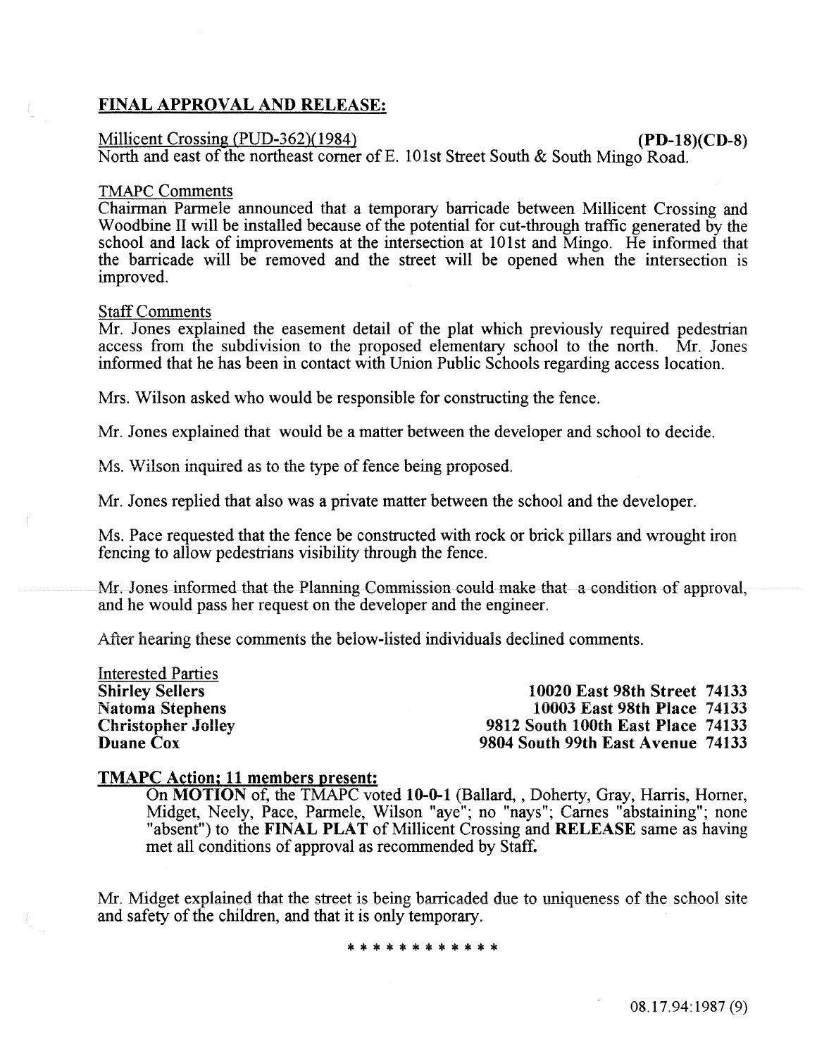## FINAL APPROVAL AND RELEASE:

Millicent Crossing (PUD-362)(1984) **(PD-18)(CD-8)**
North and east of the northeast corner of E. 101st Street South & South Mingo Road.

TMAPC Comments
Chairman Parmele announced that a temporary barricade between Millicent Crossing and Woodbine II will be installed because of the potential for cut-through traffic generated by the school and lack of improvements at the intersection at 101st and Mingo. He informed that the barricade will be removed and the street will be opened when the intersection is improved.

Staff Comments
Mr. Jones explained the easement detail of the plat which previously required pedestrian access from the subdivision to the proposed elementary school to the north. Mr. Jones informed that he has been in contact with Union Public Schools regarding access location.

Mrs. Wilson asked who would be responsible for constructing the fence.

Mr. Jones explained that would be a matter between the developer and school to decide.

Ms. Wilson inquired as to the type of fence being proposed.

Mr. Jones replied that also was a private matter between the school and the developer.

Ms. Pace requested that the fence be constructed with rock or brick pillars and wrought iron fencing to allow pedestrians visibility through the fence.

Mr. Jones informed that the Planning Commission could make that a condition of approval, and he would pass her request on the developer and the engineer.

After hearing these comments the below-listed individuals declined comments.

Interested Parties

| | |
|---|---|
| **Shirley Sellers** | **10020 East 98th Street 74133** |
| **Natoma Stephens** | **10003 East 98th Place 74133** |
| **Christopher Jolley** | **9812 South 100th East Place 74133** |
| **Duane Cox** | **9804 South 99th East Avenue 74133** |

**TMAPC Action; 11 members present:**

On **MOTION** of, the TMAPC voted **10-0-1** (Ballard, , Doherty, Gray, Harris, Horner, Midget, Neely, Pace, Parmele, Wilson "aye"; no "nays"; Carnes "abstaining"; none "absent") to the **FINAL PLAT** of Millicent Crossing and **RELEASE** same as having met all conditions of approval as recommended by Staff.

Mr. Midget explained that the street is being barricaded due to uniqueness of the school site and safety of the children, and that it is only temporary.

\* \* \* \* \* \* \* \* \* \* \* \*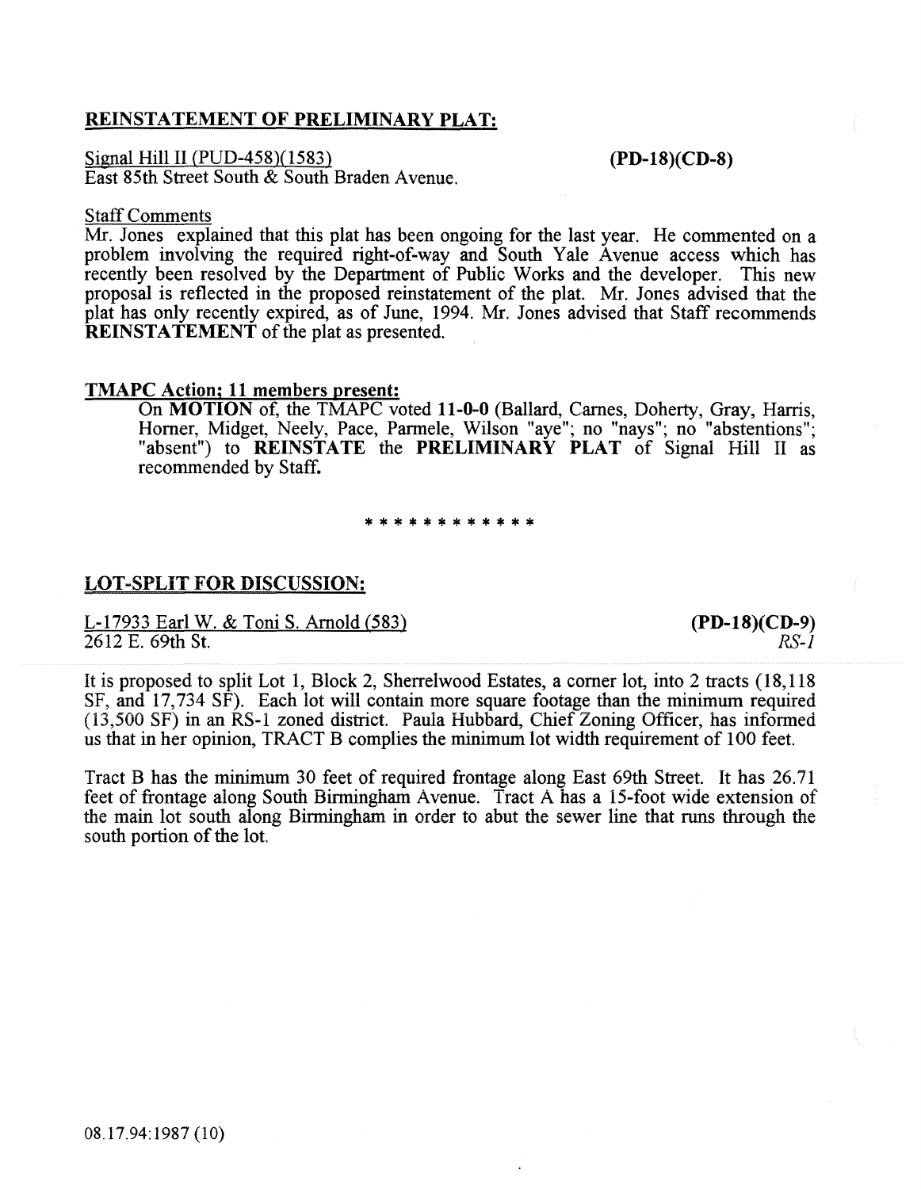**REINSTATEMENT OF PRELIMINARY PLAT:**

Signal Hill II (PUD-458)(1583) **(PD-18)(CD-8)**
East 85th Street South & South Braden Avenue.

Staff Comments

Mr. Jones explained that this plat has been ongoing for the last year. He commented on a problem involving the required right-of-way and South Yale Avenue access which has recently been resolved by the Department of Public Works and the developer. This new proposal is reflected in the proposed reinstatement of the plat. Mr. Jones advised that the plat has only recently expired, as of June, 1994. Mr. Jones advised that Staff recommends **REINSTATEMENT** of the plat as presented.

**TMAPC Action; 11 members present:**

On **MOTION** of, the TMAPC voted **11-0-0** (Ballard, Carnes, Doherty, Gray, Harris, Horner, Midget, Neely, Pace, Parmele, Wilson "aye"; no "nays"; no "abstentions"; "absent") to **REINSTATE** the **PRELIMINARY PLAT** of Signal Hill II as recommended by Staff.

\* \* \* \* \* \* \* \* \* \* \* \*

**LOT-SPLIT FOR DISCUSSION:**

L-17933 Earl W. & Toni S. Arnold (583) **(PD-18)(CD-9)**
2612 E. 69th St. *RS-1*

It is proposed to split Lot 1, Block 2, Sherrelwood Estates, a corner lot, into 2 tracts (18,118 SF, and 17,734 SF). Each lot will contain more square footage than the minimum required (13,500 SF) in an RS-1 zoned district. Paula Hubbard, Chief Zoning Officer, has informed us that in her opinion, TRACT B complies the minimum lot width requirement of 100 feet.

Tract B has the minimum 30 feet of required frontage along East 69th Street. It has 26.71 feet of frontage along South Birmingham Avenue. Tract A has a 15-foot wide extension of the main lot south along Birmingham in order to abut the sewer line that runs through the south portion of the lot.

08.17.94:1987 (10)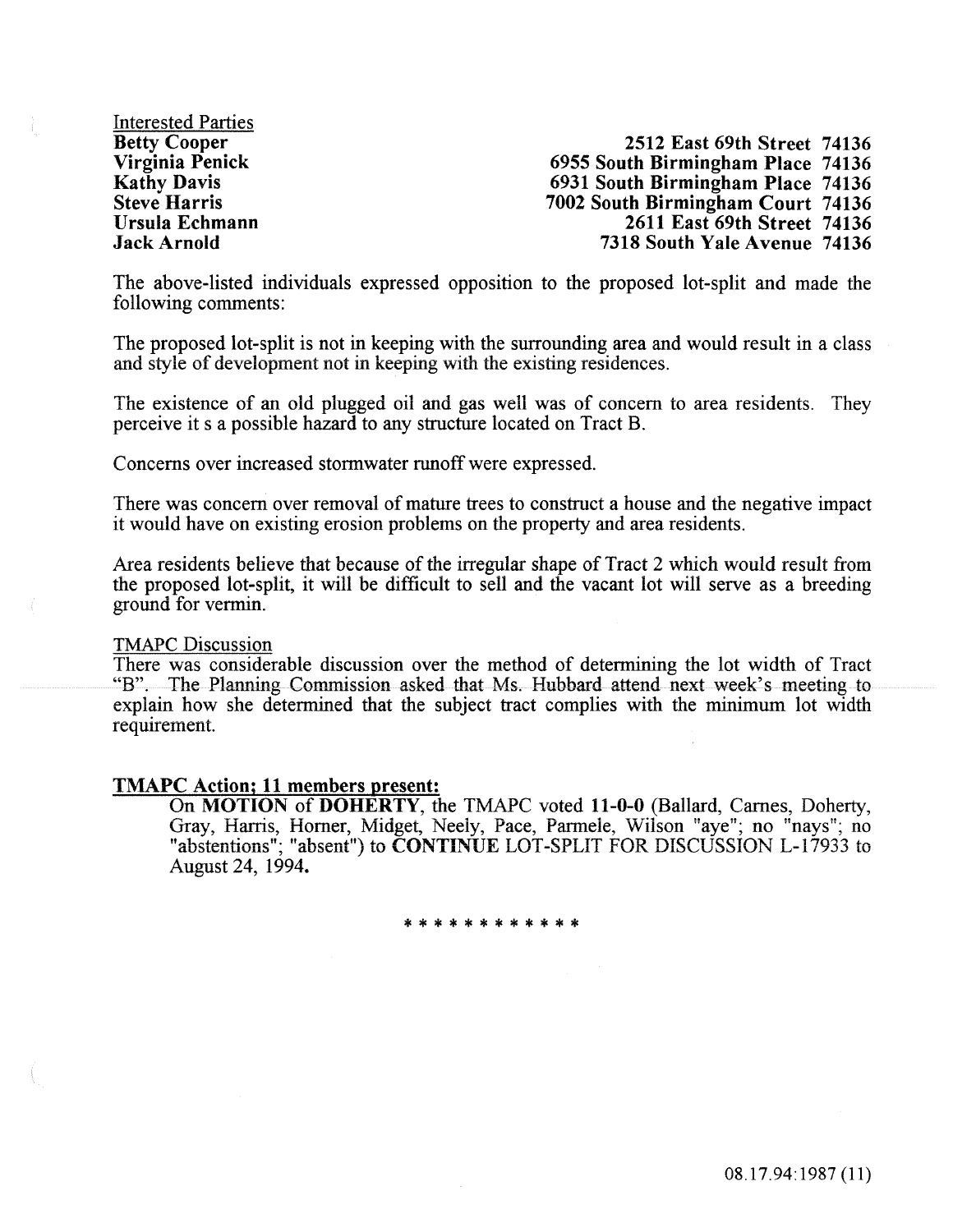Interested Parties

| | |
|---|---|
| **Betty Cooper** | **2512 East 69th Street 74136** |
| **Virginia Penick** | **6955 South Birmingham Place 74136** |
| **Kathy Davis** | **6931 South Birmingham Place 74136** |
| **Steve Harris** | **7002 South Birmingham Court 74136** |
| **Ursula Echmann** | **2611 East 69th Street 74136** |
| **Jack Arnold** | **7318 South Yale Avenue 74136** |

The above-listed individuals expressed opposition to the proposed lot-split and made the following comments:

The proposed lot-split is not in keeping with the surrounding area and would result in a class and style of development not in keeping with the existing residences.

The existence of an old plugged oil and gas well was of concern to area residents. They perceive it s a possible hazard to any structure located on Tract B.

Concerns over increased stormwater runoff were expressed.

There was concern over removal of mature trees to construct a house and the negative impact it would have on existing erosion problems on the property and area residents.

Area residents believe that because of the irregular shape of Tract 2 which would result from the proposed lot-split, it will be difficult to sell and the vacant lot will serve as a breeding ground for vermin.

TMAPC Discussion

There was considerable discussion over the method of determining the lot width of Tract "B". The Planning Commission asked that Ms. Hubbard attend next week's meeting to explain how she determined that the subject tract complies with the minimum lot width requirement.

**TMAPC Action; 11 members present:**

On **MOTION** of **DOHERTY**, the TMAPC voted **11-0-0** (Ballard, Carnes, Doherty, Gray, Harris, Horner, Midget, Neely, Pace, Parmele, Wilson "aye"; no "nays"; no "abstentions"; "absent") to **CONTINUE** LOT-SPLIT FOR DISCUSSION L-17933 to August 24, 1994.

* * * * * * * * * * * *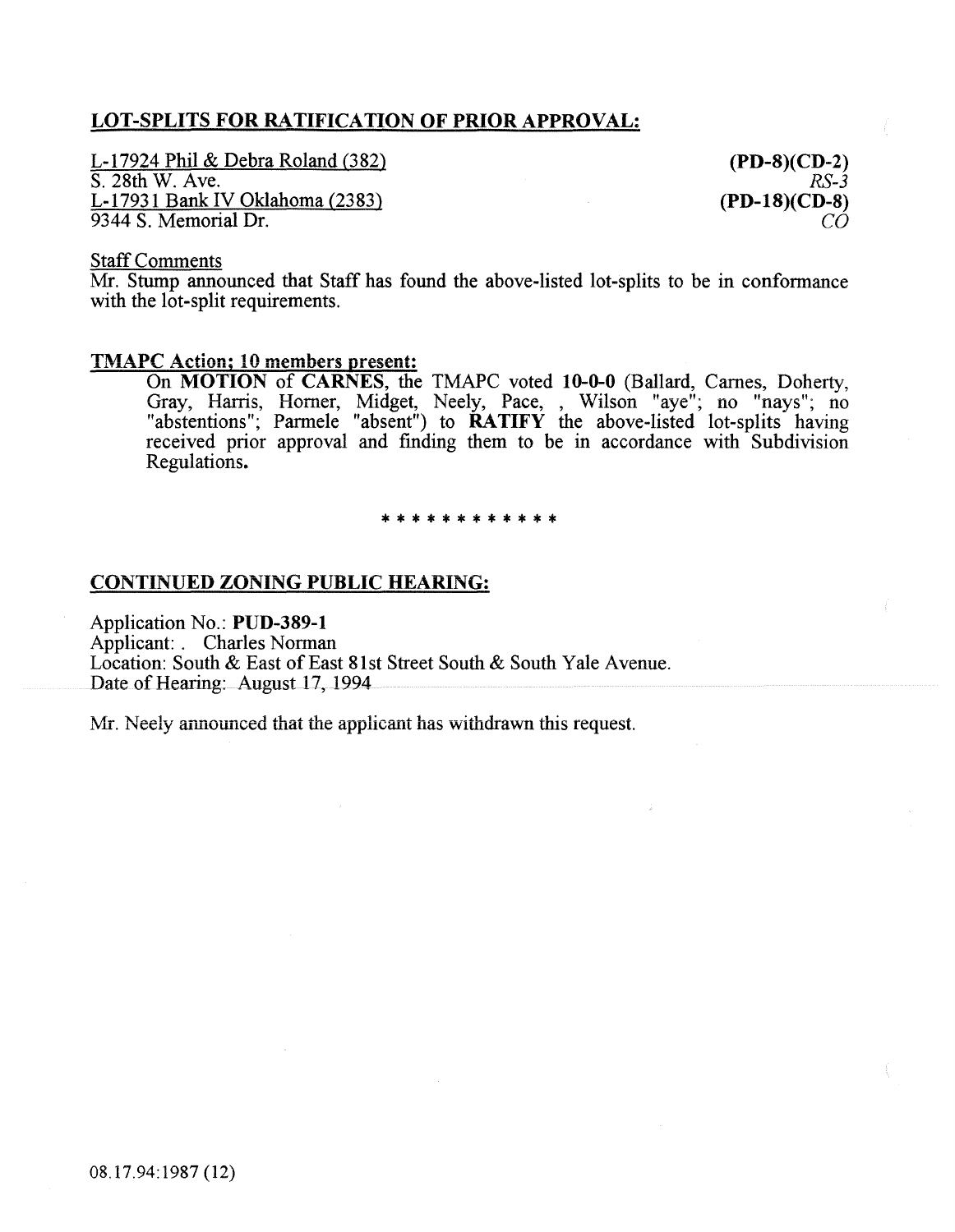## LOT-SPLITS FOR RATIFICATION OF PRIOR APPROVAL:

L-17924 Phil & Debra Roland (382) **(PD-8)(CD-2)**
S. 28th W. Ave. *RS-3*
L-17931 Bank IV Oklahoma (2383) **(PD-18)(CD-8)**
9344 S. Memorial Dr. *CO*

Staff Comments
Mr. Stump announced that Staff has found the above-listed lot-splits to be in conformance with the lot-split requirements.

**TMAPC Action; 10 members present:**

On **MOTION** of **CARNES**, the TMAPC voted **10-0-0** (Ballard, Carnes, Doherty, Gray, Harris, Horner, Midget, Neely, Pace, , Wilson "aye"; no "nays"; no "abstentions"; Parmele "absent") to **RATIFY** the above-listed lot-splits having received prior approval and finding them to be in accordance with Subdivision Regulations.

\* \* \* \* \* \* \* \* \* \* \* \*

## CONTINUED ZONING PUBLIC HEARING:

Application No.: **PUD-389-1**
Applicant: . Charles Norman
Location: South & East of East 81st Street South & South Yale Avenue.
Date of Hearing: August 17, 1994

Mr. Neely announced that the applicant has withdrawn this request.

08.17.94:1987 (12)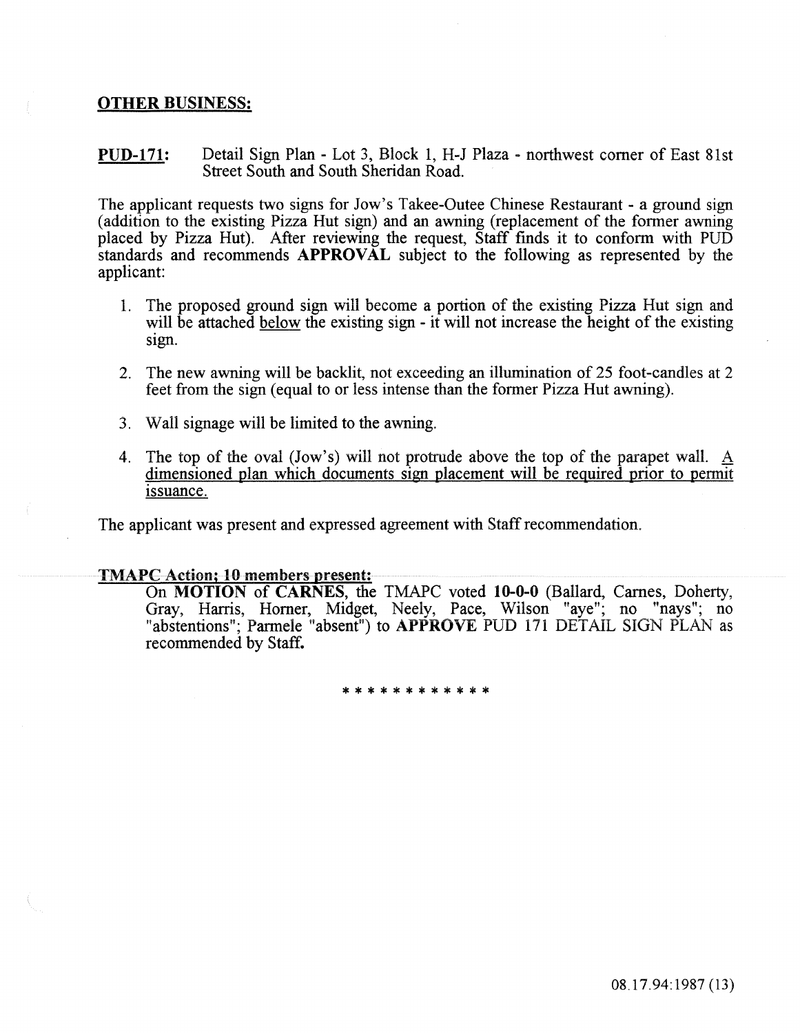## OTHER BUSINESS:

**PUD-171:** Detail Sign Plan - Lot 3, Block 1, H-J Plaza - northwest corner of East 81st Street South and South Sheridan Road.

The applicant requests two signs for Jow's Takee-Outee Chinese Restaurant - a ground sign (addition to the existing Pizza Hut sign) and an awning (replacement of the former awning placed by Pizza Hut). After reviewing the request, Staff finds it to conform with PUD standards and recommends **APPROVAL** subject to the following as represented by the applicant:

1. The proposed ground sign will become a portion of the existing Pizza Hut sign and will be attached <u>below</u> the existing sign - it will not increase the height of the existing sign.
2. The new awning will be backlit, not exceeding an illumination of 25 foot-candles at 2 feet from the sign (equal to or less intense than the former Pizza Hut awning).
3. Wall signage will be limited to the awning.
4. The top of the oval (Jow's) will not protrude above the top of the parapet wall. <u>A dimensioned plan which documents sign placement will be required prior to permit issuance.</u>

The applicant was present and expressed agreement with Staff recommendation.

**<u>TMAPC Action; 10 members present:</u>**

On **MOTION** of **CARNES**, the TMAPC voted **10-0-0** (Ballard, Carnes, Doherty, Gray, Harris, Horner, Midget, Neely, Pace, Wilson "aye"; no "nays"; no "abstentions"; Parmele "absent") to **APPROVE** PUD 171 DETAIL SIGN PLAN as recommended by Staff.

\* \* \* \* \* \* \* \* \* \* \* \*

08.17.94:1987 (13)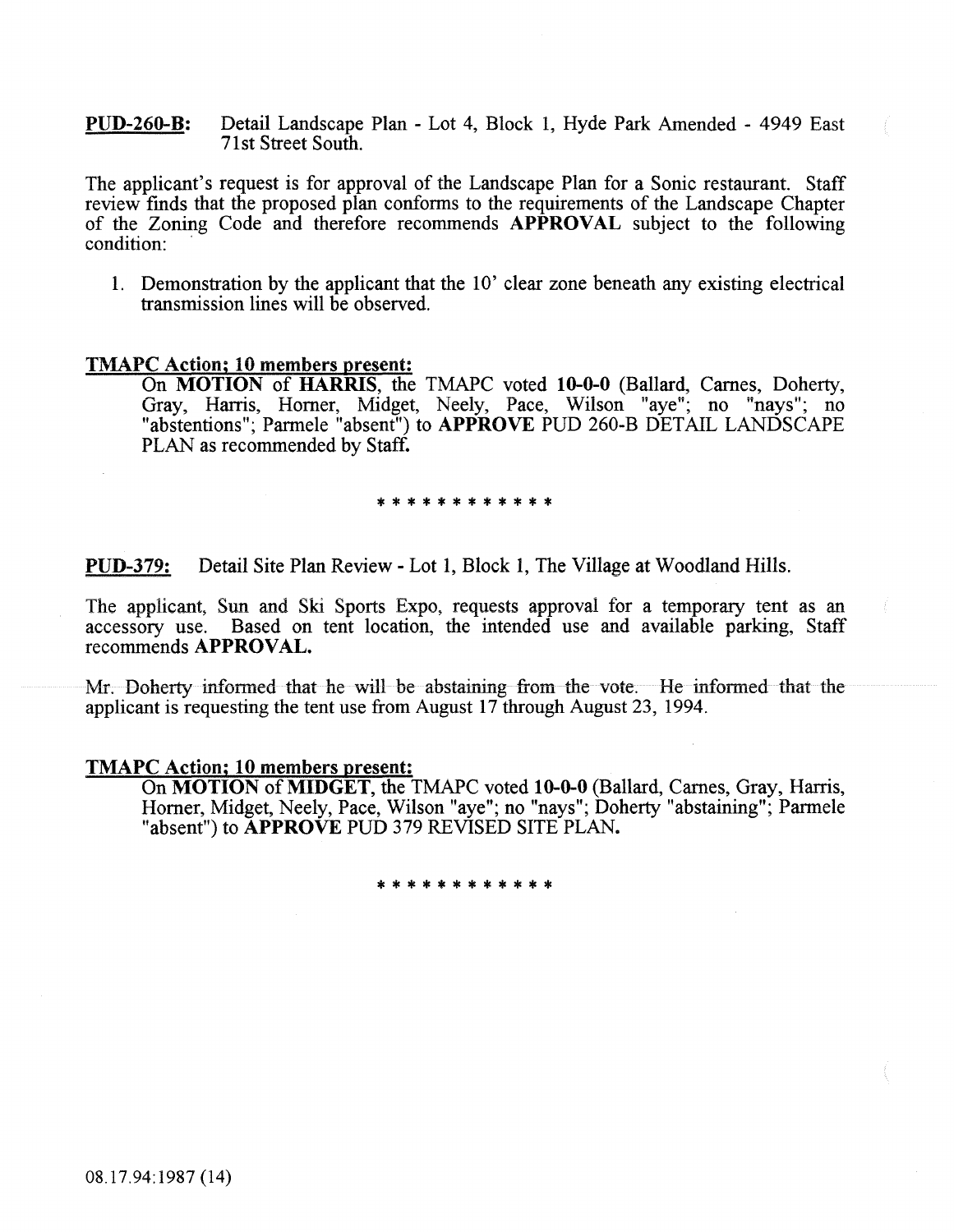**PUD-260-B:** Detail Landscape Plan - Lot 4, Block 1, Hyde Park Amended - 4949 East 71st Street South.

The applicant's request is for approval of the Landscape Plan for a Sonic restaurant. Staff review finds that the proposed plan conforms to the requirements of the Landscape Chapter of the Zoning Code and therefore recommends **APPROVAL** subject to the following condition:

1. Demonstration by the applicant that the 10' clear zone beneath any existing electrical transmission lines will be observed.

**TMAPC Action; 10 members present:**

On **MOTION** of **HARRIS**, the TMAPC voted **10-0-0** (Ballard, Carnes, Doherty, Gray, Harris, Horner, Midget, Neely, Pace, Wilson "aye"; no "nays"; no "abstentions"; Parmele "absent") to **APPROVE** PUD 260-B DETAIL LANDSCAPE PLAN as recommended by Staff.

\* \* \* \* \* \* \* \* \* \* \* \*

**PUD-379:** Detail Site Plan Review - Lot 1, Block 1, The Village at Woodland Hills.

The applicant, Sun and Ski Sports Expo, requests approval for a temporary tent as an accessory use. Based on tent location, the intended use and available parking, Staff recommends **APPROVAL.**

Mr. Doherty informed that he will be abstaining from the vote. He informed that the applicant is requesting the tent use from August 17 through August 23, 1994.

**TMAPC Action; 10 members present:**

On **MOTION** of **MIDGET**, the TMAPC voted **10-0-0** (Ballard, Carnes, Gray, Harris, Horner, Midget, Neely, Pace, Wilson "aye"; no "nays"; Doherty "abstaining"; Parmele "absent") to **APPROVE** PUD 379 REVISED SITE PLAN.

\* \* \* \* \* \* \* \* \* \* \* \*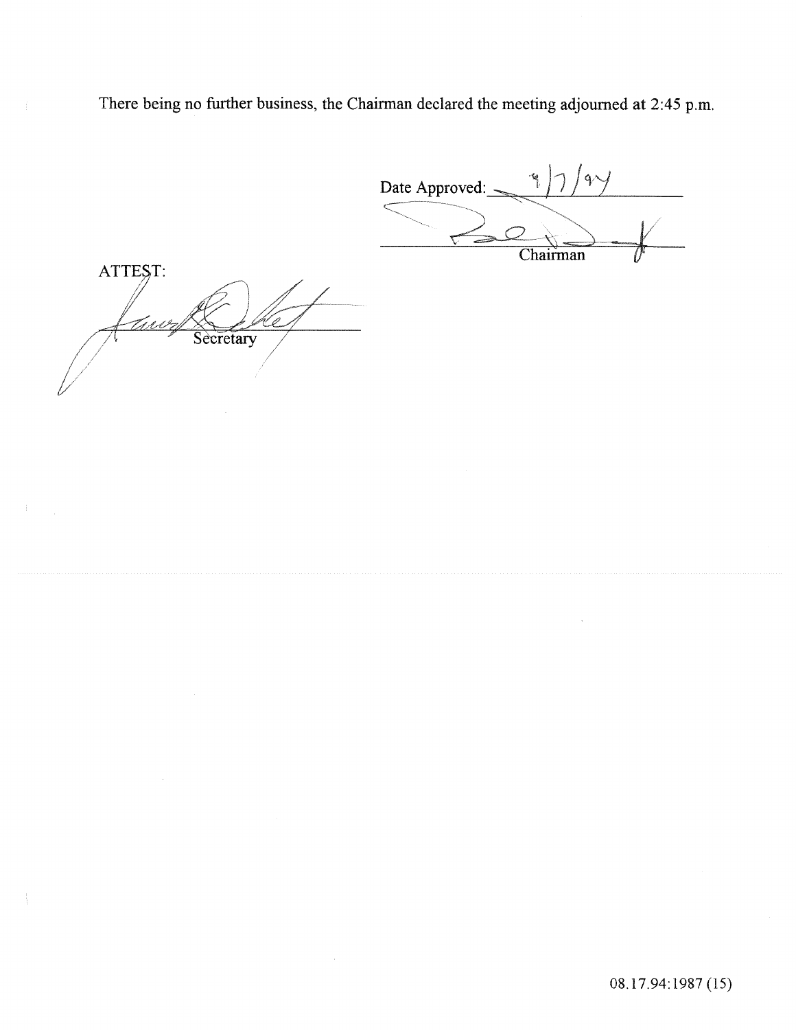There being no further business, the Chairman declared the meeting adjourned at 2:45 p.m.

Date Approved: 9/7/94

Chairman

ATTEST:

Secretary

08.17.94:1987 (15)